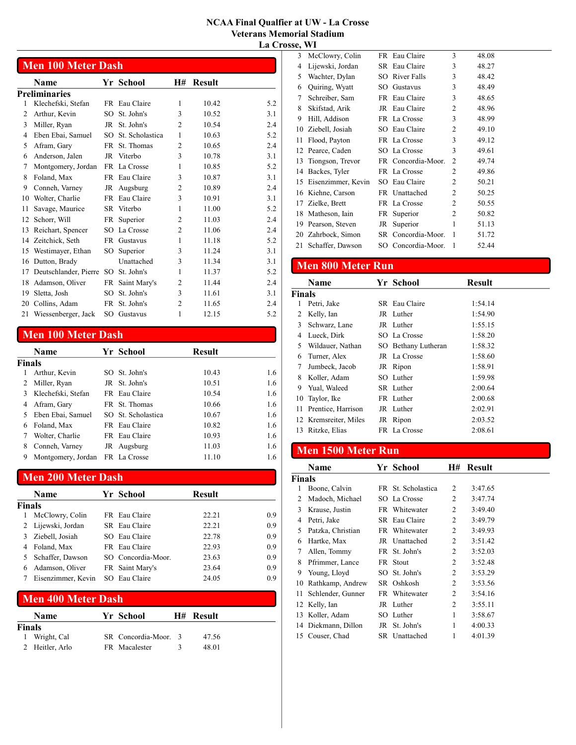# NCAA Final Qualfier at UW - La Crosse
## Veterans Memorial Stadium
## La Crosse, WI

## Men 100 Meter Dash

**Preliminaries**

| | Name | Yr | School | H# | Result | |
|---|---|---|---|---|---|---|
| 1 | Klechefski, Stefan | FR | Eau Claire | 1 | 10.42 | 5.2 |
| 2 | Arthur, Kevin | SO | St. John's | 3 | 10.52 | 3.1 |
| 3 | Miller, Ryan | JR | St. John's | 2 | 10.54 | 2.4 |
| 4 | Eben Ebai, Samuel | SO | St. Scholastica | 1 | 10.63 | 5.2 |
| 5 | Afram, Gary | FR | St. Thomas | 2 | 10.65 | 2.4 |
| 6 | Anderson, Jalen | JR | Viterbo | 3 | 10.78 | 3.1 |
| 7 | Montgomery, Jordan | FR | La Crosse | 1 | 10.85 | 5.2 |
| 8 | Foland, Max | FR | Eau Claire | 3 | 10.87 | 3.1 |
| 9 | Conneh, Varney | JR | Augsburg | 2 | 10.89 | 2.4 |
| 10 | Wolter, Charlie | FR | Eau Claire | 3 | 10.91 | 3.1 |
| 11 | Savage, Maurice | SR | Viterbo | 1 | 11.00 | 5.2 |
| 12 | Schorr, Will | FR | Superior | 2 | 11.03 | 2.4 |
| 13 | Reichart, Spencer | SO | La Crosse | 2 | 11.06 | 2.4 |
| 14 | Zeitchick, Seth | FR | Gustavus | 1 | 11.18 | 5.2 |
| 15 | Westimayer, Ethan | SO | Superior | 3 | 11.24 | 3.1 |
| 16 | Dutton, Brady | | Unattached | 3 | 11.34 | 3.1 |
| 17 | Deutschlander, Pierre | SO | St. John's | 1 | 11.37 | 5.2 |
| 18 | Adamson, Oliver | FR | Saint Mary's | 2 | 11.44 | 2.4 |
| 19 | Sletta, Josh | SO | St. John's | 3 | 11.61 | 3.1 |
| 20 | Collins, Adam | FR | St. John's | 2 | 11.65 | 2.4 |
| 21 | Wiessenberger, Jack | SO | Gustavus | 1 | 12.15 | 5.2 |

## Men 100 Meter Dash

**Finals**

| | Name | Yr | School | Result | |
|---|---|---|---|---|---|
| 1 | Arthur, Kevin | SO | St. John's | 10.43 | 1.6 |
| 2 | Miller, Ryan | JR | St. John's | 10.51 | 1.6 |
| 3 | Klechefski, Stefan | FR | Eau Claire | 10.54 | 1.6 |
| 4 | Afram, Gary | FR | St. Thomas | 10.66 | 1.6 |
| 5 | Eben Ebai, Samuel | SO | St. Scholastica | 10.67 | 1.6 |
| 6 | Foland, Max | FR | Eau Claire | 10.82 | 1.6 |
| 7 | Wolter, Charlie | FR | Eau Claire | 10.93 | 1.6 |
| 8 | Conneh, Varney | JR | Augsburg | 11.03 | 1.6 |
| 9 | Montgomery, Jordan | FR | La Crosse | 11.10 | 1.6 |

## Men 200 Meter Dash

**Finals**

| | Name | Yr | School | Result | |
|---|---|---|---|---|---|
| 1 | McClowry, Colin | FR | Eau Claire | 22.21 | 0.9 |
| 2 | Lijewski, Jordan | SR | Eau Claire | 22.21 | 0.9 |
| 3 | Ziebell, Josiah | SO | Eau Claire | 22.78 | 0.9 |
| 4 | Foland, Max | FR | Eau Claire | 22.93 | 0.9 |
| 5 | Schaffer, Dawson | SO | Concordia-Moor. | 23.63 | 0.9 |
| 6 | Adamson, Oliver | FR | Saint Mary's | 23.64 | 0.9 |
| 7 | Eisenzimmer, Kevin | SO | Eau Claire | 24.05 | 0.9 |

## Men 400 Meter Dash

**Finals**

| | Name | Yr | School | H# | Result |
|---|---|---|---|---|---|
| 1 | Wright, Cal | SR | Concordia-Moor. | 3 | 47.56 |
| 2 | Heitler, Arlo | FR | Macalester | 3 | 48.01 |
| 3 | McClowry, Colin | FR | Eau Claire | 3 | 48.08 |
| 4 | Lijewski, Jordan | SR | Eau Claire | 3 | 48.27 |
| 5 | Wachter, Dylan | SO | River Falls | 3 | 48.42 |
| 6 | Quiring, Wyatt | SO | Gustavus | 3 | 48.49 |
| 7 | Schreiber, Sam | FR | Eau Claire | 3 | 48.65 |
| 8 | Skifstad, Arik | JR | Eau Claire | 2 | 48.96 |
| 9 | Hill, Addison | FR | La Crosse | 3 | 48.99 |
| 10 | Ziebell, Josiah | SO | Eau Claire | 2 | 49.10 |
| 11 | Flood, Payton | FR | La Crosse | 3 | 49.12 |
| 12 | Pearce, Caden | SO | La Crosse | 3 | 49.61 |
| 13 | Tiongson, Trevor | FR | Concordia-Moor. | 2 | 49.74 |
| 14 | Backes, Tyler | FR | La Crosse | 2 | 49.86 |
| 15 | Eisenzimmer, Kevin | SO | Eau Claire | 2 | 50.21 |
| 16 | Kiehne, Carson | FR | Unattached | 2 | 50.25 |
| 17 | Zielke, Brett | FR | La Crosse | 2 | 50.55 |
| 18 | Matheson, Iain | FR | Superior | 2 | 50.82 |
| 19 | Pearson, Steven | JR | Superior | 1 | 51.13 |
| 20 | Zahrbock, Simon | SR | Concordia-Moor. | 1 | 51.72 |
| 21 | Schaffer, Dawson | SO | Concordia-Moor. | 1 | 52.44 |

## Men 800 Meter Run

**Finals**

| | Name | Yr | School | Result |
|---|---|---|---|---|
| 1 | Petri, Jake | SR | Eau Claire | 1:54.14 |
| 2 | Kelly, Ian | JR | Luther | 1:54.90 |
| 3 | Schwarz, Lane | JR | Luther | 1:55.15 |
| 4 | Lueck, Dirk | SO | La Crosse | 1:58.20 |
| 5 | Wildauer, Nathan | SO | Bethany Lutheran | 1:58.32 |
| 6 | Turner, Alex | JR | La Crosse | 1:58.60 |
| 7 | Jumbeck, Jacob | JR | Ripon | 1:58.91 |
| 8 | Koller, Adam | SO | Luther | 1:59.98 |
| 9 | Yual, Waleed | SR | Luther | 2:00.64 |
| 10 | Taylor, Ike | FR | Luther | 2:00.68 |
| 11 | Prentice, Harrison | JR | Luther | 2:02.91 |
| 12 | Kremsreiter, Miles | JR | Ripon | 2:03.52 |
| 13 | Ritzke, Elias | FR | La Crosse | 2:08.61 |

## Men 1500 Meter Run

**Finals**

| | Name | Yr | School | H# | Result |
|---|---|---|---|---|---|
| 1 | Boone, Calvin | FR | St. Scholastica | 2 | 3:47.65 |
| 2 | Madoch, Michael | SO | La Crosse | 2 | 3:47.74 |
| 3 | Krause, Justin | FR | Whitewater | 2 | 3:49.40 |
| 4 | Petri, Jake | SR | Eau Claire | 2 | 3:49.79 |
| 5 | Patzka, Christian | FR | Whitewater | 2 | 3:49.93 |
| 6 | Hartke, Max | JR | Unattached | 2 | 3:51.42 |
| 7 | Allen, Tommy | FR | St. John's | 2 | 3:52.03 |
| 8 | Pfrimmer, Lance | FR | Stout | 2 | 3:52.48 |
| 9 | Young, Lloyd | SO | St. John's | 2 | 3:53.29 |
| 10 | Rathkamp, Andrew | SR | Oshkosh | 2 | 3:53.56 |
| 11 | Schlender, Gunner | FR | Whitewater | 2 | 3:54.16 |
| 12 | Kelly, Ian | JR | Luther | 2 | 3:55.11 |
| 13 | Koller, Adam | SO | Luther | 1 | 3:58.67 |
| 14 | Diekmann, Dillon | JR | St. John's | 1 | 4:00.33 |
| 15 | Couser, Chad | SR | Unattached | 1 | 4:01.39 |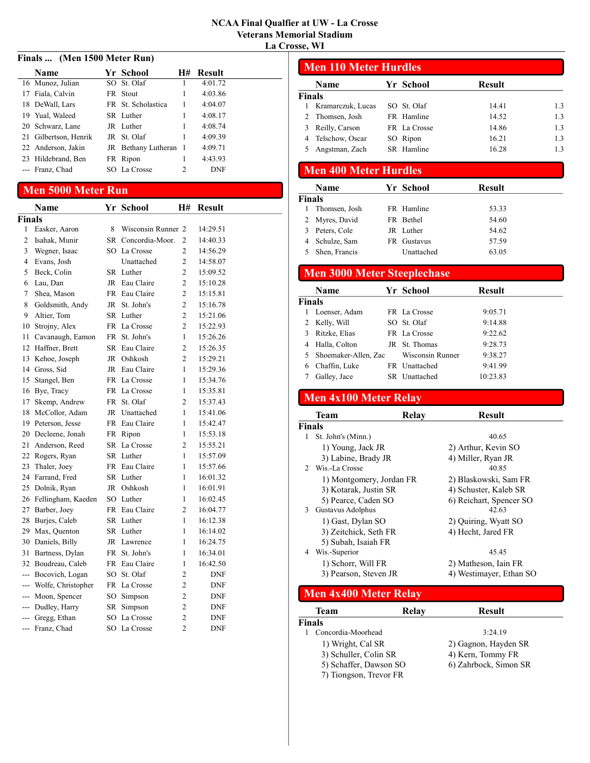# NCAA Final Qualifier at UW - La Crosse
## Veterans Memorial Stadium
## La Crosse, WI

### Finals ... (Men 1500 Meter Run)

| | Name | Yr | School | H# | Result |
|---|---|---|---|---|---|
| 16 | Munoz, Julian | SO | St. Olaf | 1 | 4:01.72 |
| 17 | Fiala, Calvin | FR | Stout | 1 | 4:03.86 |
| 18 | DeWall, Lars | FR | St. Scholastica | 1 | 4:04.07 |
| 19 | Yual, Waleed | SR | Luther | 1 | 4:08.17 |
| 20 | Schwarz, Lane | JR | Luther | 1 | 4:08.74 |
| 21 | Gilbertson, Henrik | JR | St. Olaf | 1 | 4:09.39 |
| 22 | Anderson, Jakin | JR | Bethany Lutheran | 1 | 4:09.71 |
| 23 | Hildebrand, Ben | FR | Ripon | 1 | 4:43.93 |
| --- | Franz, Chad | SO | La Crosse | 2 | DNF |

## Men 5000 Meter Run

**Finals**

| | Name | Yr | School | H# | Result |
|---|---|---|---|---|---|
| 1 | Easker, Aaron | 8 | Wisconsin Runner | 2 | 14:29.51 |
| 2 | Isahak, Munir | SR | Concordia-Moor. | 2 | 14:40.33 |
| 3 | Wegner, Isaac | SO | La Crosse | 2 | 14:56.29 |
| 4 | Evans, Josh | | Unattached | 2 | 14:58.07 |
| 5 | Beck, Colin | SR | Luther | 2 | 15:09.52 |
| 6 | Lau, Dan | JR | Eau Claire | 2 | 15:10.28 |
| 7 | Shea, Mason | FR | Eau Claire | 2 | 15:15.81 |
| 8 | Goldsmith, Andy | JR | St. John's | 2 | 15:16.78 |
| 9 | Altier, Tom | SR | Luther | 2 | 15:21.06 |
| 10 | Strojny, Alex | FR | La Crosse | 2 | 15:22.93 |
| 11 | Cavanaugh, Eamon | FR | St. John's | 1 | 15:26.26 |
| 12 | Haffner, Brett | SR | Eau Claire | 2 | 15:26.35 |
| 13 | Kehoe, Joseph | JR | Oshkosh | 2 | 15:29.21 |
| 14 | Gross, Sid | JR | Eau Claire | 1 | 15:29.36 |
| 15 | Stangel, Ben | FR | La Crosse | 1 | 15:34.76 |
| 16 | Bye, Tracy | FR | La Crosse | 1 | 15:35.81 |
| 17 | Skemp, Andrew | FR | St. Olaf | 2 | 15:37.43 |
| 18 | McCollor, Adam | JR | Unattached | 1 | 15:41.06 |
| 19 | Peterson, Jesse | FR | Eau Claire | 1 | 15:42.47 |
| 20 | Decleene, Jonah | FR | Ripon | 1 | 15:53.18 |
| 21 | Anderson, Reed | SR | La Crosse | 2 | 15:55.21 |
| 22 | Rogers, Ryan | SR | Luther | 1 | 15:57.09 |
| 23 | Thaler, Joey | FR | Eau Claire | 1 | 15:57.66 |
| 24 | Farrand, Fred | SR | Luther | 1 | 16:01.32 |
| 25 | Dolnik, Ryan | JR | Oshkosh | 1 | 16:01.91 |
| 26 | Fellingham, Kaeden | SO | Luther | 1 | 16:02.45 |
| 27 | Barber, Joey | FR | Eau Claire | 2 | 16:04.77 |
| 28 | Burjes, Caleb | SR | Luther | 1 | 16:12.38 |
| 29 | Max, Quenton | SR | Luther | 1 | 16:14.02 |
| 30 | Daniels, Billy | JR | Lawrence | 1 | 16:24.75 |
| 31 | Bartness, Dylan | FR | St. John's | 1 | 16:34.01 |
| 32 | Boudreau, Caleb | FR | Eau Claire | 1 | 16:42.50 |
| --- | Bocovich, Logan | SO | St. Olaf | 2 | DNF |
| --- | Wolfe, Christopher | FR | La Crosse | 2 | DNF |
| --- | Moon, Spencer | SO | Simpson | 2 | DNF |
| --- | Dudley, Harry | SR | Simpson | 2 | DNF |
| --- | Gregg, Ethan | SO | La Crosse | 2 | DNF |
| --- | Franz, Chad | SO | La Crosse | 2 | DNF |

## Men 110 Meter Hurdles

**Finals**

| | Name | Yr | School | Result | |
|---|---|---|---|---|---|
| 1 | Kramarczuk, Lucas | SO | St. Olaf | 14.41 | 1.3 |
| 2 | Thomsen, Josh | FR | Hamline | 14.52 | 1.3 |
| 3 | Reilly, Carson | FR | La Crosse | 14.86 | 1.3 |
| 4 | Telschow, Oscar | SO | Ripon | 16.21 | 1.3 |
| 5 | Angstman, Zach | SR | Hamline | 16.28 | 1.3 |

## Men 400 Meter Hurdles

**Finals**

| | Name | Yr | School | Result |
|---|---|---|---|---|
| 1 | Thomsen, Josh | FR | Hamline | 53.33 |
| 2 | Myres, David | FR | Bethel | 54.60 |
| 3 | Peters, Cole | JR | Luther | 54.62 |
| 4 | Schulze, Sam | FR | Gustavus | 57.59 |
| 5 | Shen, Francis | | Unattached | 63.05 |

## Men 3000 Meter Steeplechase

**Finals**

| | Name | Yr | School | Result |
|---|---|---|---|---|
| 1 | Loenser, Adam | FR | La Crosse | 9:05.71 |
| 2 | Kelly, Will | SO | St. Olaf | 9:14.88 |
| 3 | Ritzke, Elias | FR | La Crosse | 9:22.62 |
| 4 | Halla, Colton | JR | St. Thomas | 9:28.73 |
| 5 | Shoemaker-Allen, Zac | | Wisconsin Runner | 9:38.27 |
| 6 | Chaffin, Luke | FR | Unattached | 9:41.99 |
| 7 | Galley, Jace | SR | Unattached | 10:23.83 |

## Men 4x100 Meter Relay

**Finals**

| | Team | Relay | Result |
|---|---|---|---|
| 1 | St. John's (Minn.) | | 40.65 |
| | 1) Young, Jack JR | 2) Arthur, Kevin SO | |
| | 3) Labine, Brady JR | 4) Miller, Ryan JR | |
| 2 | Wis.-La Crosse | | 40.85 |
| | 1) Montgomery, Jordan FR | 2) Blaskowski, Sam FR | |
| | 3) Kotarak, Justin SR | 4) Schuster, Kaleb SR | |
| | 5) Pearce, Caden SO | 6) Reichart, Spencer SO | |
| 3 | Gustavus Adolphus | | 42.63 |
| | 1) Gast, Dylan SO | 2) Quiring, Wyatt SO | |
| | 3) Zeitchick, Seth FR | 4) Hecht, Jared FR | |
| | 5) Subah, Isaiah FR | | |
| 4 | Wis.-Superior | | 45.45 |
| | 1) Schorr, Will FR | 2) Matheson, Iain FR | |
| | 3) Pearson, Steven JR | 4) Westimayer, Ethan SO | |

## Men 4x400 Meter Relay

**Finals**

| | Team | Relay | Result |
|---|---|---|---|
| 1 | Concordia-Moorhead | | 3:24.19 |
| | 1) Wright, Cal SR | 2) Gagnon, Hayden SR | |
| | 3) Schuller, Colin SR | 4) Kern, Tommy FR | |
| | 5) Schaffer, Dawson SO | 6) Zahrbock, Simon SR | |
| | 7) Tiongson, Trevor FR | | |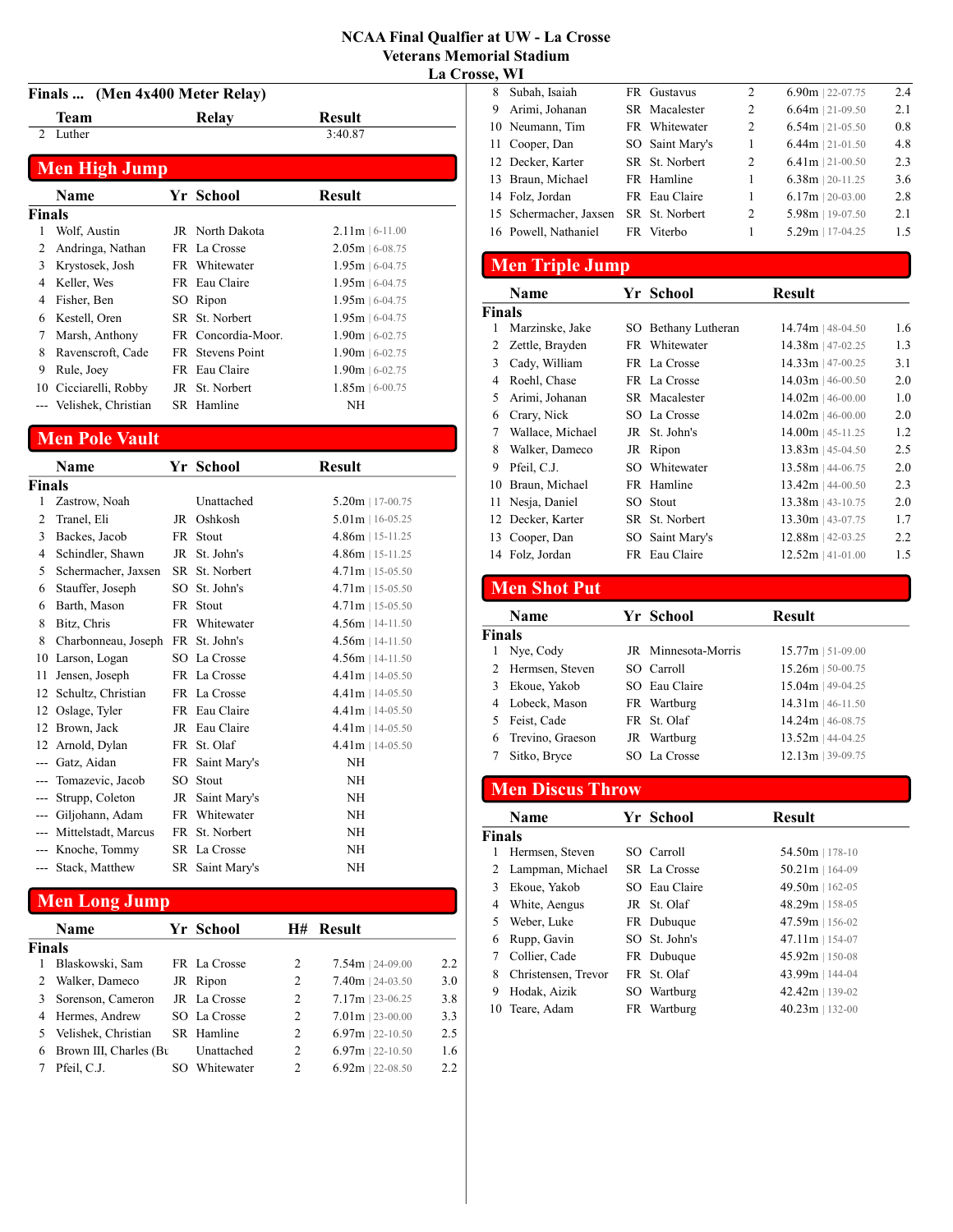# NCAA Final Qualifier at UW - La Crosse
## Veterans Memorial Stadium
## La Crosse, WI

### Finals ... (Men 4x400 Meter Relay)

| | Team | Relay | Result |
|---|---|---|---|
| 2 | Luther | | 3:40.87 |

## Men High Jump

| | Name | Yr | School | Result |
|---|---|---|---|---|
| **Finals** | | | | |
| 1 | Wolf, Austin | JR | North Dakota | 2.11m \| 6-11.00 |
| 2 | Andringa, Nathan | FR | La Crosse | 2.05m \| 6-08.75 |
| 3 | Krystosek, Josh | FR | Whitewater | 1.95m \| 6-04.75 |
| 4 | Keller, Wes | FR | Eau Claire | 1.95m \| 6-04.75 |
| 4 | Fisher, Ben | SO | Ripon | 1.95m \| 6-04.75 |
| 6 | Kestell, Oren | SR | St. Norbert | 1.95m \| 6-04.75 |
| 7 | Marsh, Anthony | FR | Concordia-Moor. | 1.90m \| 6-02.75 |
| 8 | Ravenscroft, Cade | FR | Stevens Point | 1.90m \| 6-02.75 |
| 9 | Rule, Joey | FR | Eau Claire | 1.90m \| 6-02.75 |
| 10 | Cicciarelli, Robby | JR | St. Norbert | 1.85m \| 6-00.75 |
| --- | Velishek, Christian | SR | Hamline | NH |

## Men Pole Vault

| | Name | Yr | School | Result |
|---|---|---|---|---|
| **Finals** | | | | |
| 1 | Zastrow, Noah | | Unattached | 5.20m \| 17-00.75 |
| 2 | Tranel, Eli | JR | Oshkosh | 5.01m \| 16-05.25 |
| 3 | Backes, Jacob | FR | Stout | 4.86m \| 15-11.25 |
| 4 | Schindler, Shawn | JR | St. John's | 4.86m \| 15-11.25 |
| 5 | Schermacher, Jaxsen | SR | St. Norbert | 4.71m \| 15-05.50 |
| 6 | Stauffer, Joseph | SO | St. John's | 4.71m \| 15-05.50 |
| 6 | Barth, Mason | FR | Stout | 4.71m \| 15-05.50 |
| 8 | Bitz, Chris | FR | Whitewater | 4.56m \| 14-11.50 |
| 8 | Charbonneau, Joseph | FR | St. John's | 4.56m \| 14-11.50 |
| 10 | Larson, Logan | SO | La Crosse | 4.56m \| 14-11.50 |
| 11 | Jensen, Joseph | FR | La Crosse | 4.41m \| 14-05.50 |
| 12 | Schultz, Christian | FR | La Crosse | 4.41m \| 14-05.50 |
| 12 | Oslage, Tyler | FR | Eau Claire | 4.41m \| 14-05.50 |
| 12 | Brown, Jack | JR | Eau Claire | 4.41m \| 14-05.50 |
| 12 | Arnold, Dylan | FR | St. Olaf | 4.41m \| 14-05.50 |
| --- | Gatz, Aidan | FR | Saint Mary's | NH |
| --- | Tomazevic, Jacob | SO | Stout | NH |
| --- | Strupp, Coleton | JR | Saint Mary's | NH |
| --- | Giljohann, Adam | FR | Whitewater | NH |
| --- | Mittelstadt, Marcus | FR | St. Norbert | NH |
| --- | Knoche, Tommy | SR | La Crosse | NH |
| --- | Stack, Matthew | SR | Saint Mary's | NH |

## Men Long Jump

| | Name | Yr | School | H# | Result | Wind |
|---|---|---|---|---|---|---|
| **Finals** | | | | | | |
| 1 | Blaskowski, Sam | FR | La Crosse | 2 | 7.54m \| 24-09.00 | 2.2 |
| 2 | Walker, Dameco | JR | Ripon | 2 | 7.40m \| 24-03.50 | 3.0 |
| 3 | Sorenson, Cameron | JR | La Crosse | 2 | 7.17m \| 23-06.25 | 3.8 |
| 4 | Hermes, Andrew | SO | La Crosse | 2 | 7.01m \| 23-00.00 | 3.3 |
| 5 | Velishek, Christian | SR | Hamline | 2 | 6.97m \| 22-10.50 | 2.5 |
| 6 | Brown III, Charles (Bu | | Unattached | 2 | 6.97m \| 22-10.50 | 1.6 |
| 7 | Pfeil, C.J. | SO | Whitewater | 2 | 6.92m \| 22-08.50 | 2.2 |
| 8 | Subah, Isaiah | FR | Gustavus | 2 | 6.90m \| 22-07.75 | 2.4 |
| 9 | Arimi, Johanan | SR | Macalester | 2 | 6.64m \| 21-09.50 | 2.1 |
| 10 | Neumann, Tim | FR | Whitewater | 2 | 6.54m \| 21-05.50 | 0.8 |
| 11 | Cooper, Dan | SO | Saint Mary's | 1 | 6.44m \| 21-01.50 | 4.8 |
| 12 | Decker, Karter | SR | St. Norbert | 2 | 6.41m \| 21-00.50 | 2.3 |
| 13 | Braun, Michael | FR | Hamline | 1 | 6.38m \| 20-11.25 | 3.6 |
| 14 | Folz, Jordan | FR | Eau Claire | 1 | 6.17m \| 20-03.00 | 2.8 |
| 15 | Schermacher, Jaxsen | SR | St. Norbert | 2 | 5.98m \| 19-07.50 | 2.1 |
| 16 | Powell, Nathaniel | FR | Viterbo | 1 | 5.29m \| 17-04.25 | 1.5 |

## Men Triple Jump

| | Name | Yr | School | Result | Wind |
|---|---|---|---|---|---|
| **Finals** | | | | | |
| 1 | Marzinske, Jake | SO | Bethany Lutheran | 14.74m \| 48-04.50 | 1.6 |
| 2 | Zettle, Brayden | FR | Whitewater | 14.38m \| 47-02.25 | 1.3 |
| 3 | Cady, William | FR | La Crosse | 14.33m \| 47-00.25 | 3.1 |
| 4 | Roehl, Chase | FR | La Crosse | 14.03m \| 46-00.50 | 2.0 |
| 5 | Arimi, Johanan | SR | Macalester | 14.02m \| 46-00.00 | 1.0 |
| 6 | Crary, Nick | SO | La Crosse | 14.02m \| 46-00.00 | 2.0 |
| 7 | Wallace, Michael | JR | St. John's | 14.00m \| 45-11.25 | 1.2 |
| 8 | Walker, Dameco | JR | Ripon | 13.83m \| 45-04.50 | 2.5 |
| 9 | Pfeil, C.J. | SO | Whitewater | 13.58m \| 44-06.75 | 2.0 |
| 10 | Braun, Michael | FR | Hamline | 13.42m \| 44-00.50 | 2.3 |
| 11 | Nesja, Daniel | SO | Stout | 13.38m \| 43-10.75 | 2.0 |
| 12 | Decker, Karter | SR | St. Norbert | 13.30m \| 43-07.75 | 1.7 |
| 13 | Cooper, Dan | SO | Saint Mary's | 12.88m \| 42-03.25 | 2.2 |
| 14 | Folz, Jordan | FR | Eau Claire | 12.52m \| 41-01.00 | 1.5 |

## Men Shot Put

| | Name | Yr | School | Result |
|---|---|---|---|---|
| **Finals** | | | | |
| 1 | Nye, Cody | JR | Minnesota-Morris | 15.77m \| 51-09.00 |
| 2 | Hermsen, Steven | SO | Carroll | 15.26m \| 50-00.75 |
| 3 | Ekoue, Yakob | SO | Eau Claire | 15.04m \| 49-04.25 |
| 4 | Lobeck, Mason | FR | Wartburg | 14.31m \| 46-11.50 |
| 5 | Feist, Cade | FR | St. Olaf | 14.24m \| 46-08.75 |
| 6 | Trevino, Graeson | JR | Wartburg | 13.52m \| 44-04.25 |
| 7 | Sitko, Bryce | SO | La Crosse | 12.13m \| 39-09.75 |

## Men Discus Throw

| | Name | Yr | School | Result |
|---|---|---|---|---|
| **Finals** | | | | |
| 1 | Hermsen, Steven | SO | Carroll | 54.50m \| 178-10 |
| 2 | Lampman, Michael | SR | La Crosse | 50.21m \| 164-09 |
| 3 | Ekoue, Yakob | SO | Eau Claire | 49.50m \| 162-05 |
| 4 | White, Aengus | JR | St. Olaf | 48.29m \| 158-05 |
| 5 | Weber, Luke | FR | Dubuque | 47.59m \| 156-02 |
| 6 | Rupp, Gavin | SO | St. John's | 47.11m \| 154-07 |
| 7 | Collier, Cade | FR | Dubuque | 45.92m \| 150-08 |
| 8 | Christensen, Trevor | FR | St. Olaf | 43.99m \| 144-04 |
| 9 | Hodak, Aizik | SO | Wartburg | 42.42m \| 139-02 |
| 10 | Teare, Adam | FR | Wartburg | 40.23m \| 132-00 |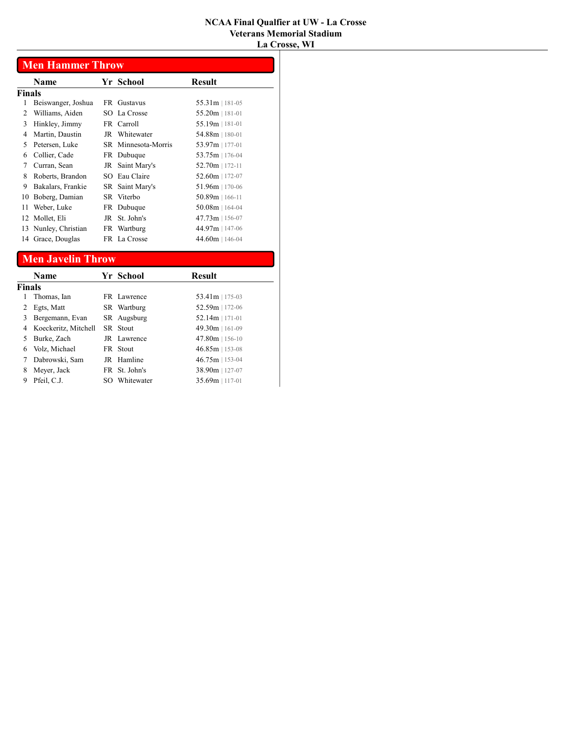# NCAA Final Qualfier at UW - La Crosse
## Veterans Memorial Stadium
## La Crosse, WI

### Men Hammer Throw

**Finals**

| | Name | Yr | School | Result |
|---|---|---|---|---|
| 1 | Beiswanger, Joshua | FR | Gustavus | 55.31m \| 181-05 |
| 2 | Williams, Aiden | SO | La Crosse | 55.20m \| 181-01 |
| 3 | Hinkley, Jimmy | FR | Carroll | 55.19m \| 181-01 |
| 4 | Martin, Daustin | JR | Whitewater | 54.88m \| 180-01 |
| 5 | Petersen, Luke | SR | Minnesota-Morris | 53.97m \| 177-01 |
| 6 | Collier, Cade | FR | Dubuque | 53.75m \| 176-04 |
| 7 | Curran, Sean | JR | Saint Mary's | 52.70m \| 172-11 |
| 8 | Roberts, Brandon | SO | Eau Claire | 52.60m \| 172-07 |
| 9 | Bakalars, Frankie | SR | Saint Mary's | 51.96m \| 170-06 |
| 10 | Boberg, Damian | SR | Viterbo | 50.89m \| 166-11 |
| 11 | Weber, Luke | FR | Dubuque | 50.08m \| 164-04 |
| 12 | Mollet, Eli | JR | St. John's | 47.73m \| 156-07 |
| 13 | Nunley, Christian | FR | Wartburg | 44.97m \| 147-06 |
| 14 | Grace, Douglas | FR | La Crosse | 44.60m \| 146-04 |

### Men Javelin Throw

**Finals**

| | Name | Yr | School | Result |
|---|---|---|---|---|
| 1 | Thomas, Ian | FR | Lawrence | 53.41m \| 175-03 |
| 2 | Egts, Matt | SR | Wartburg | 52.59m \| 172-06 |
| 3 | Bergemann, Evan | SR | Augsburg | 52.14m \| 171-01 |
| 4 | Koeckeritz, Mitchell | SR | Stout | 49.30m \| 161-09 |
| 5 | Burke, Zach | JR | Lawrence | 47.80m \| 156-10 |
| 6 | Volz, Michael | FR | Stout | 46.85m \| 153-08 |
| 7 | Dabrowski, Sam | JR | Hamline | 46.75m \| 153-04 |
| 8 | Meyer, Jack | FR | St. John's | 38.90m \| 127-07 |
| 9 | Pfeil, C.J. | SO | Whitewater | 35.69m \| 117-01 |